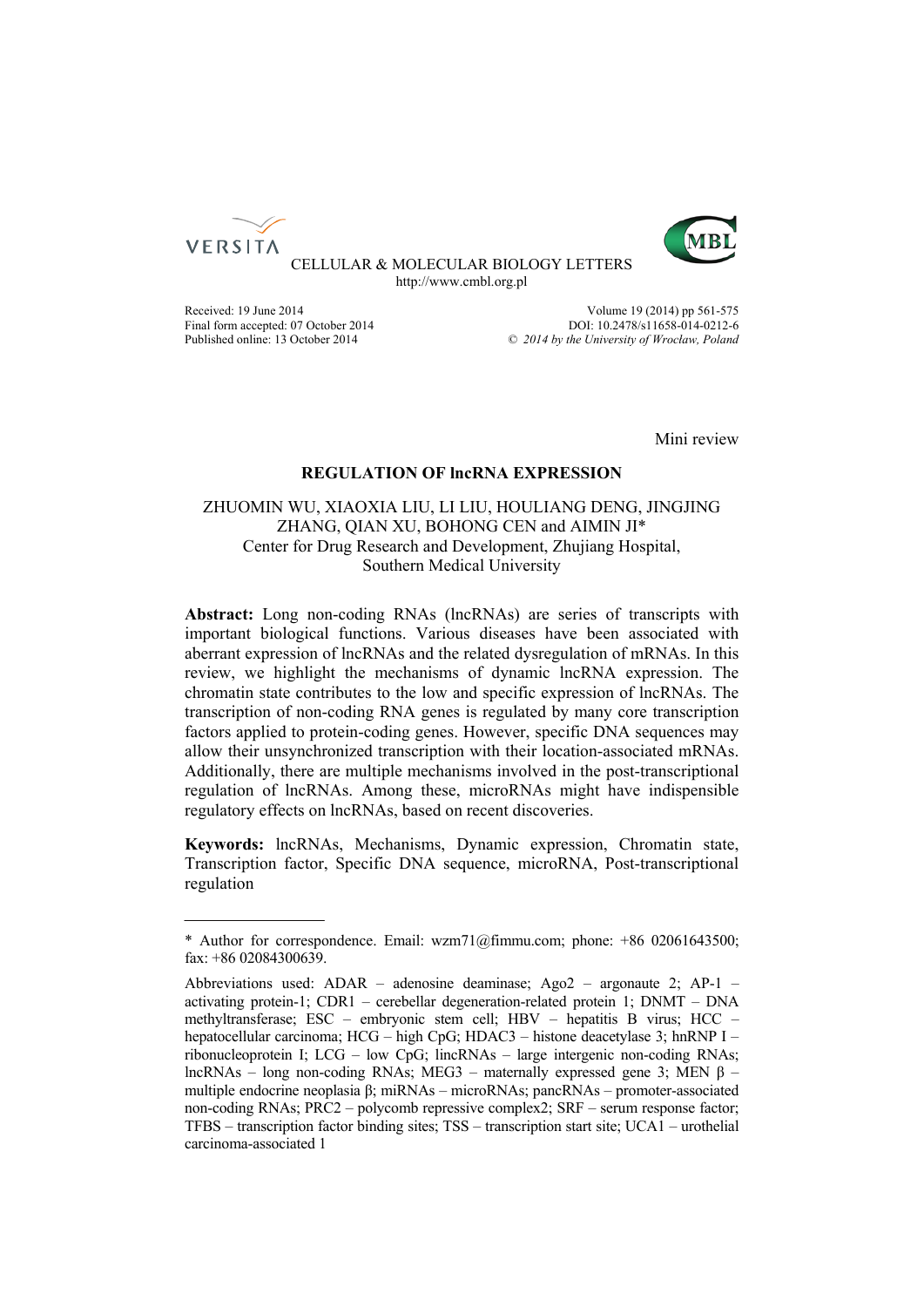CELLULAR & MOLECULAR BIOLOGY LETTERS
http://www.cmbl.org.pl

Received: 19 June 2014
Final form accepted: 07 October 2014
Published online: 13 October 2014

Volume 19 (2014) pp 561-575
DOI: 10.2478/s11658-014-0212-6
© *2014 by the University of Wrocław, Poland*

Mini review

# REGULATION OF lncRNA EXPRESSION

ZHUOMIN WU, XIAOXIA LIU, LI LIU, HOULIANG DENG, JINGJING ZHANG, QIAN XU, BOHONG CEN and AIMIN JI*
Center for Drug Research and Development, Zhujiang Hospital, Southern Medical University

**Abstract:** Long non-coding RNAs (lncRNAs) are series of transcripts with important biological functions. Various diseases have been associated with aberrant expression of lncRNAs and the related dysregulation of mRNAs. In this review, we highlight the mechanisms of dynamic lncRNA expression. The chromatin state contributes to the low and specific expression of lncRNAs. The transcription of non-coding RNA genes is regulated by many core transcription factors applied to protein-coding genes. However, specific DNA sequences may allow their unsynchronized transcription with their location-associated mRNAs. Additionally, there are multiple mechanisms involved in the post-transcriptional regulation of lncRNAs. Among these, microRNAs might have indispensible regulatory effects on lncRNAs, based on recent discoveries.

**Keywords:** lncRNAs, Mechanisms, Dynamic expression, Chromatin state, Transcription factor, Specific DNA sequence, microRNA, Post-transcriptional regulation

---

* Author for correspondence. Email: wzm71@fimmu.com; phone: +86 02061643500; fax: +86 02084300639.

Abbreviations used: ADAR – adenosine deaminase; Ago2 – argonaute 2; AP-1 – activating protein-1; CDR1 – cerebellar degeneration-related protein 1; DNMT – DNA methyltransferase; ESC – embryonic stem cell; HBV – hepatitis B virus; HCC – hepatocellular carcinoma; HCG – high CpG; HDAC3 – histone deacetylase 3; hnRNP I – ribonucleoprotein I; LCG – low CpG; lincRNAs – large intergenic non-coding RNAs; lncRNAs – long non-coding RNAs; MEG3 – maternally expressed gene 3; MEN β – multiple endocrine neoplasia β; miRNAs – microRNAs; pancRNAs – promoter-associated non-coding RNAs; PRC2 – polycomb repressive complex2; SRF – serum response factor; TFBS – transcription factor binding sites; TSS – transcription start site; UCA1 – urothelial carcinoma-associated 1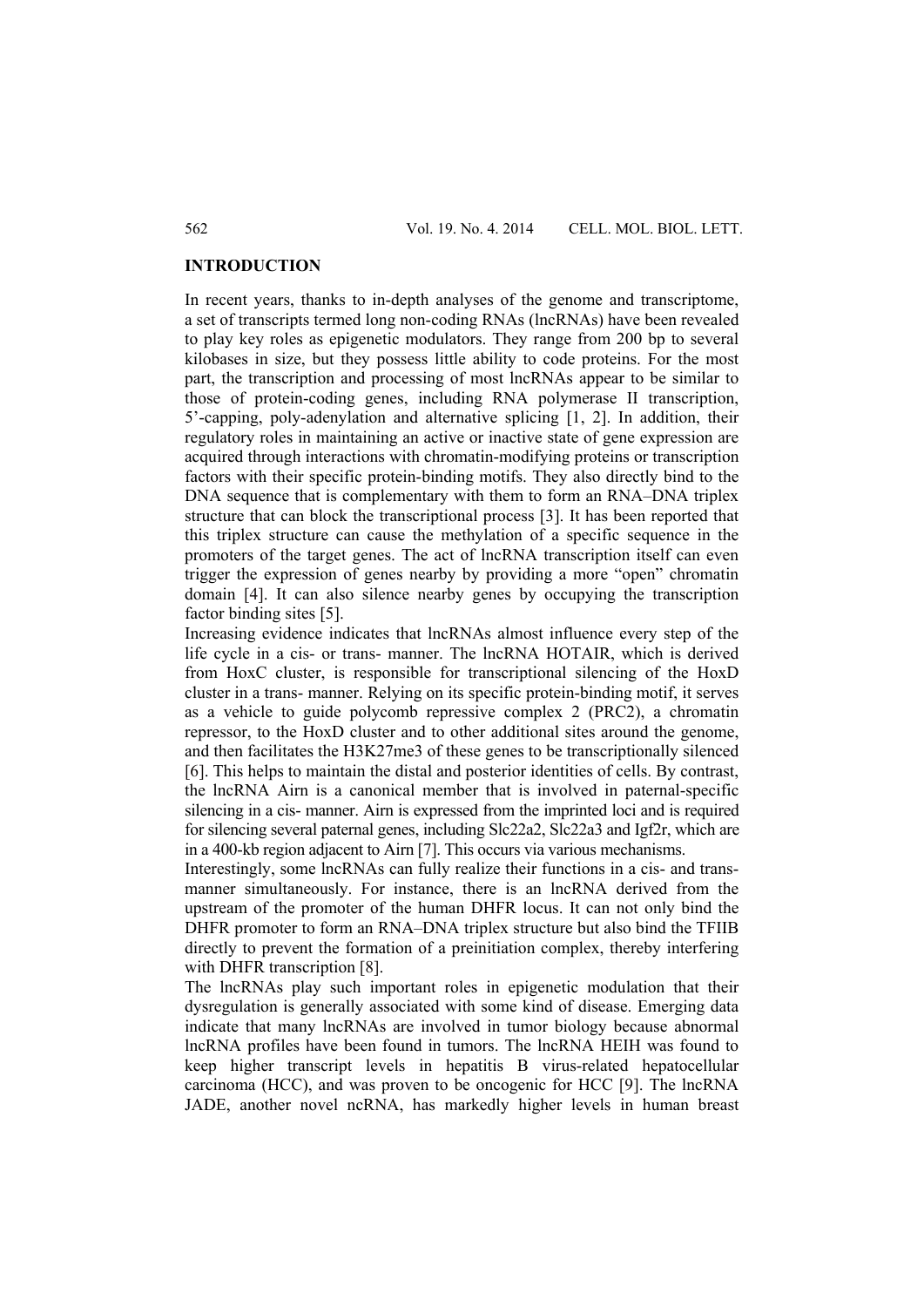## INTRODUCTION

In recent years, thanks to in-depth analyses of the genome and transcriptome, a set of transcripts termed long non-coding RNAs (lncRNAs) have been revealed to play key roles as epigenetic modulators. They range from 200 bp to several kilobases in size, but they possess little ability to code proteins. For the most part, the transcription and processing of most lncRNAs appear to be similar to those of protein-coding genes, including RNA polymerase II transcription, 5'-capping, poly-adenylation and alternative splicing [1, 2]. In addition, their regulatory roles in maintaining an active or inactive state of gene expression are acquired through interactions with chromatin-modifying proteins or transcription factors with their specific protein-binding motifs. They also directly bind to the DNA sequence that is complementary with them to form an RNA–DNA triplex structure that can block the transcriptional process [3]. It has been reported that this triplex structure can cause the methylation of a specific sequence in the promoters of the target genes. The act of lncRNA transcription itself can even trigger the expression of genes nearby by providing a more "open" chromatin domain [4]. It can also silence nearby genes by occupying the transcription factor binding sites [5].

Increasing evidence indicates that lncRNAs almost influence every step of the life cycle in a cis- or trans- manner. The lncRNA HOTAIR, which is derived from HoxC cluster, is responsible for transcriptional silencing of the HoxD cluster in a trans- manner. Relying on its specific protein-binding motif, it serves as a vehicle to guide polycomb repressive complex 2 (PRC2), a chromatin repressor, to the HoxD cluster and to other additional sites around the genome, and then facilitates the H3K27me3 of these genes to be transcriptionally silenced [6]. This helps to maintain the distal and posterior identities of cells. By contrast, the lncRNA Airn is a canonical member that is involved in paternal-specific silencing in a cis- manner. Airn is expressed from the imprinted loci and is required for silencing several paternal genes, including Slc22a2, Slc22a3 and Igf2r, which are in a 400-kb region adjacent to Airn [7]. This occurs via various mechanisms.

Interestingly, some lncRNAs can fully realize their functions in a cis- and trans- manner simultaneously. For instance, there is an lncRNA derived from the upstream of the promoter of the human DHFR locus. It can not only bind the DHFR promoter to form an RNA–DNA triplex structure but also bind the TFIIB directly to prevent the formation of a preinitiation complex, thereby interfering with DHFR transcription [8].

The lncRNAs play such important roles in epigenetic modulation that their dysregulation is generally associated with some kind of disease. Emerging data indicate that many lncRNAs are involved in tumor biology because abnormal lncRNA profiles have been found in tumors. The lncRNA HEIH was found to keep higher transcript levels in hepatitis B virus-related hepatocellular carcinoma (HCC), and was proven to be oncogenic for HCC [9]. The lncRNA JADE, another novel ncRNA, has markedly higher levels in human breast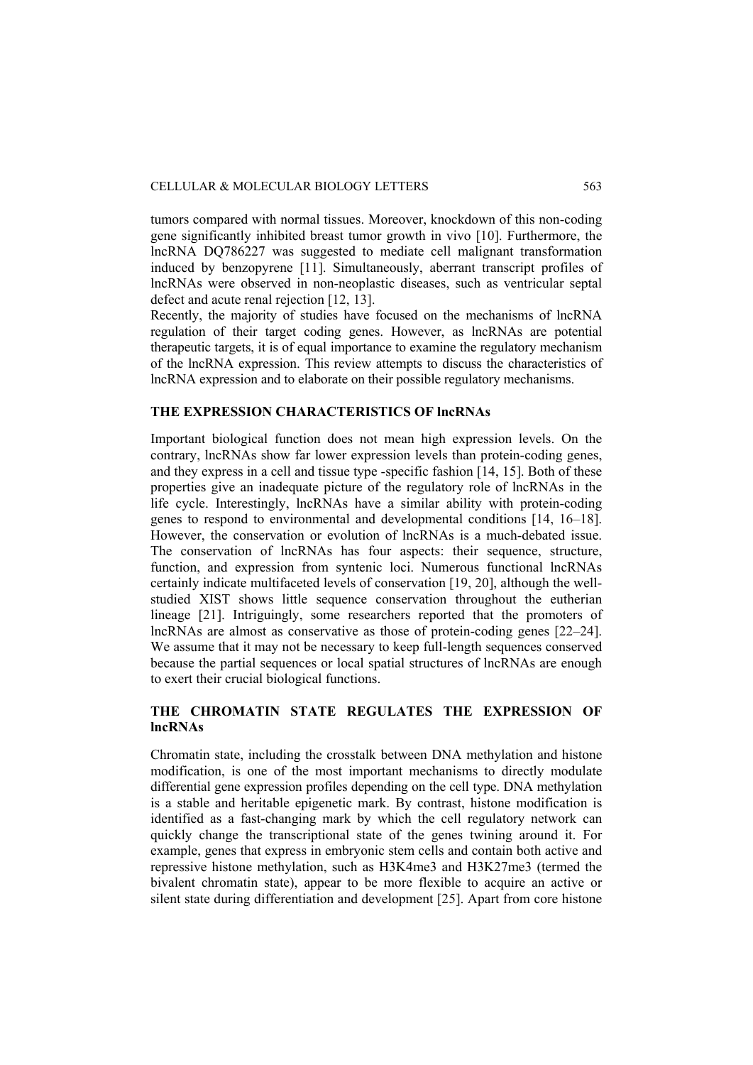tumors compared with normal tissues. Moreover, knockdown of this non-coding gene significantly inhibited breast tumor growth in vivo [10]. Furthermore, the lncRNA DQ786227 was suggested to mediate cell malignant transformation induced by benzopyrene [11]. Simultaneously, aberrant transcript profiles of lncRNAs were observed in non-neoplastic diseases, such as ventricular septal defect and acute renal rejection [12, 13].

Recently, the majority of studies have focused on the mechanisms of lncRNA regulation of their target coding genes. However, as lncRNAs are potential therapeutic targets, it is of equal importance to examine the regulatory mechanism of the lncRNA expression. This review attempts to discuss the characteristics of lncRNA expression and to elaborate on their possible regulatory mechanisms.

## THE EXPRESSION CHARACTERISTICS OF lncRNAs

Important biological function does not mean high expression levels. On the contrary, lncRNAs show far lower expression levels than protein-coding genes, and they express in a cell and tissue type -specific fashion [14, 15]. Both of these properties give an inadequate picture of the regulatory role of lncRNAs in the life cycle. Interestingly, lncRNAs have a similar ability with protein-coding genes to respond to environmental and developmental conditions [14, 16–18]. However, the conservation or evolution of lncRNAs is a much-debated issue. The conservation of lncRNAs has four aspects: their sequence, structure, function, and expression from syntenic loci. Numerous functional lncRNAs certainly indicate multifaceted levels of conservation [19, 20], although the well-studied XIST shows little sequence conservation throughout the eutherian lineage [21]. Intriguingly, some researchers reported that the promoters of lncRNAs are almost as conservative as those of protein-coding genes [22–24]. We assume that it may not be necessary to keep full-length sequences conserved because the partial sequences or local spatial structures of lncRNAs are enough to exert their crucial biological functions.

## THE CHROMATIN STATE REGULATES THE EXPRESSION OF lncRNAs

Chromatin state, including the crosstalk between DNA methylation and histone modification, is one of the most important mechanisms to directly modulate differential gene expression profiles depending on the cell type. DNA methylation is a stable and heritable epigenetic mark. By contrast, histone modification is identified as a fast-changing mark by which the cell regulatory network can quickly change the transcriptional state of the genes twining around it. For example, genes that express in embryonic stem cells and contain both active and repressive histone methylation, such as H3K4me3 and H3K27me3 (termed the bivalent chromatin state), appear to be more flexible to acquire an active or silent state during differentiation and development [25]. Apart from core histone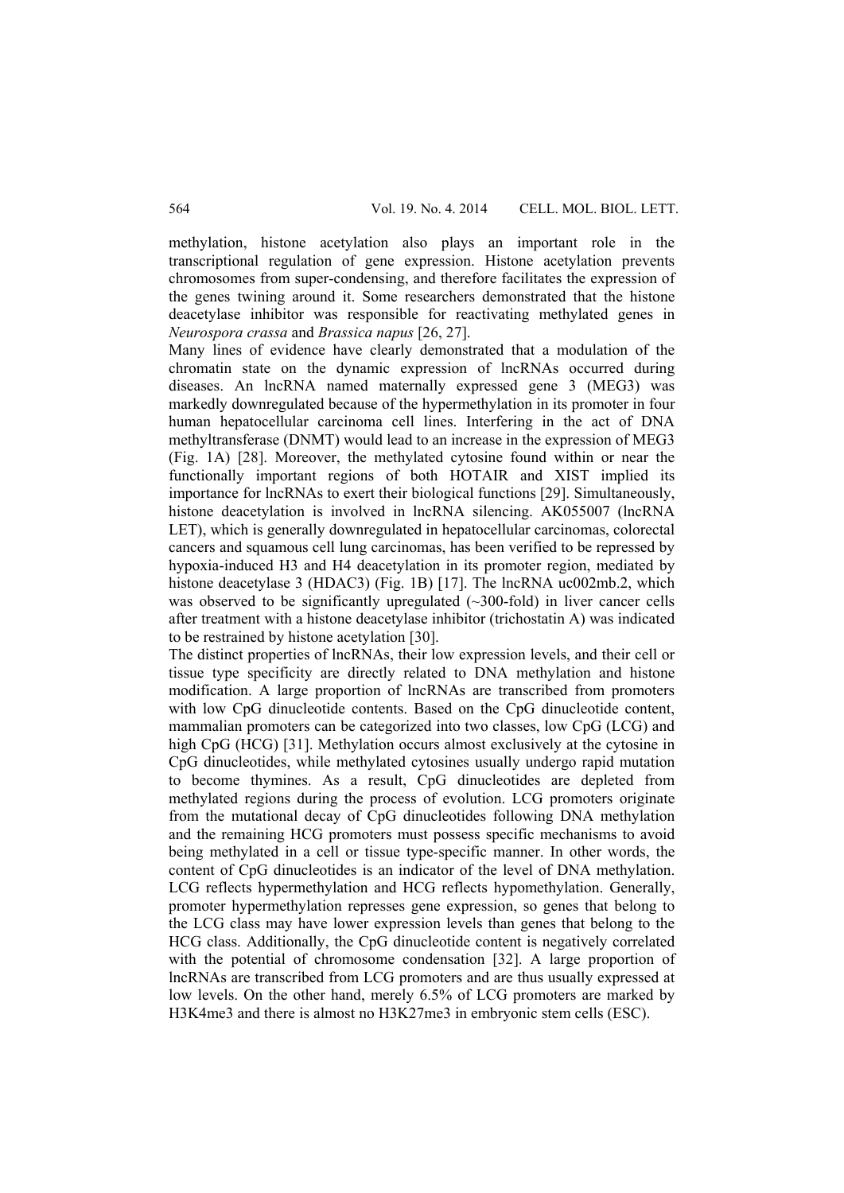methylation, histone acetylation also plays an important role in the transcriptional regulation of gene expression. Histone acetylation prevents chromosomes from super-condensing, and therefore facilitates the expression of the genes twining around it. Some researchers demonstrated that the histone deacetylase inhibitor was responsible for reactivating methylated genes in *Neurospora crassa* and *Brassica napus* [26, 27].

Many lines of evidence have clearly demonstrated that a modulation of the chromatin state on the dynamic expression of lncRNAs occurred during diseases. An lncRNA named maternally expressed gene 3 (MEG3) was markedly downregulated because of the hypermethylation in its promoter in four human hepatocellular carcinoma cell lines. Interfering in the act of DNA methyltransferase (DNMT) would lead to an increase in the expression of MEG3 (Fig. 1A) [28]. Moreover, the methylated cytosine found within or near the functionally important regions of both HOTAIR and XIST implied its importance for lncRNAs to exert their biological functions [29]. Simultaneously, histone deacetylation is involved in lncRNA silencing. AK055007 (lncRNA LET), which is generally downregulated in hepatocellular carcinomas, colorectal cancers and squamous cell lung carcinomas, has been verified to be repressed by hypoxia-induced H3 and H4 deacetylation in its promoter region, mediated by histone deacetylase 3 (HDAC3) (Fig. 1B) [17]. The lncRNA uc002mb.2, which was observed to be significantly upregulated (~300-fold) in liver cancer cells after treatment with a histone deacetylase inhibitor (trichostatin A) was indicated to be restrained by histone acetylation [30].

The distinct properties of lncRNAs, their low expression levels, and their cell or tissue type specificity are directly related to DNA methylation and histone modification. A large proportion of lncRNAs are transcribed from promoters with low CpG dinucleotide contents. Based on the CpG dinucleotide content, mammalian promoters can be categorized into two classes, low CpG (LCG) and high CpG (HCG) [31]. Methylation occurs almost exclusively at the cytosine in CpG dinucleotides, while methylated cytosines usually undergo rapid mutation to become thymines. As a result, CpG dinucleotides are depleted from methylated regions during the process of evolution. LCG promoters originate from the mutational decay of CpG dinucleotides following DNA methylation and the remaining HCG promoters must possess specific mechanisms to avoid being methylated in a cell or tissue type-specific manner. In other words, the content of CpG dinucleotides is an indicator of the level of DNA methylation. LCG reflects hypermethylation and HCG reflects hypomethylation. Generally, promoter hypermethylation represses gene expression, so genes that belong to the LCG class may have lower expression levels than genes that belong to the HCG class. Additionally, the CpG dinucleotide content is negatively correlated with the potential of chromosome condensation [32]. A large proportion of lncRNAs are transcribed from LCG promoters and are thus usually expressed at low levels. On the other hand, merely 6.5% of LCG promoters are marked by H3K4me3 and there is almost no H3K27me3 in embryonic stem cells (ESC).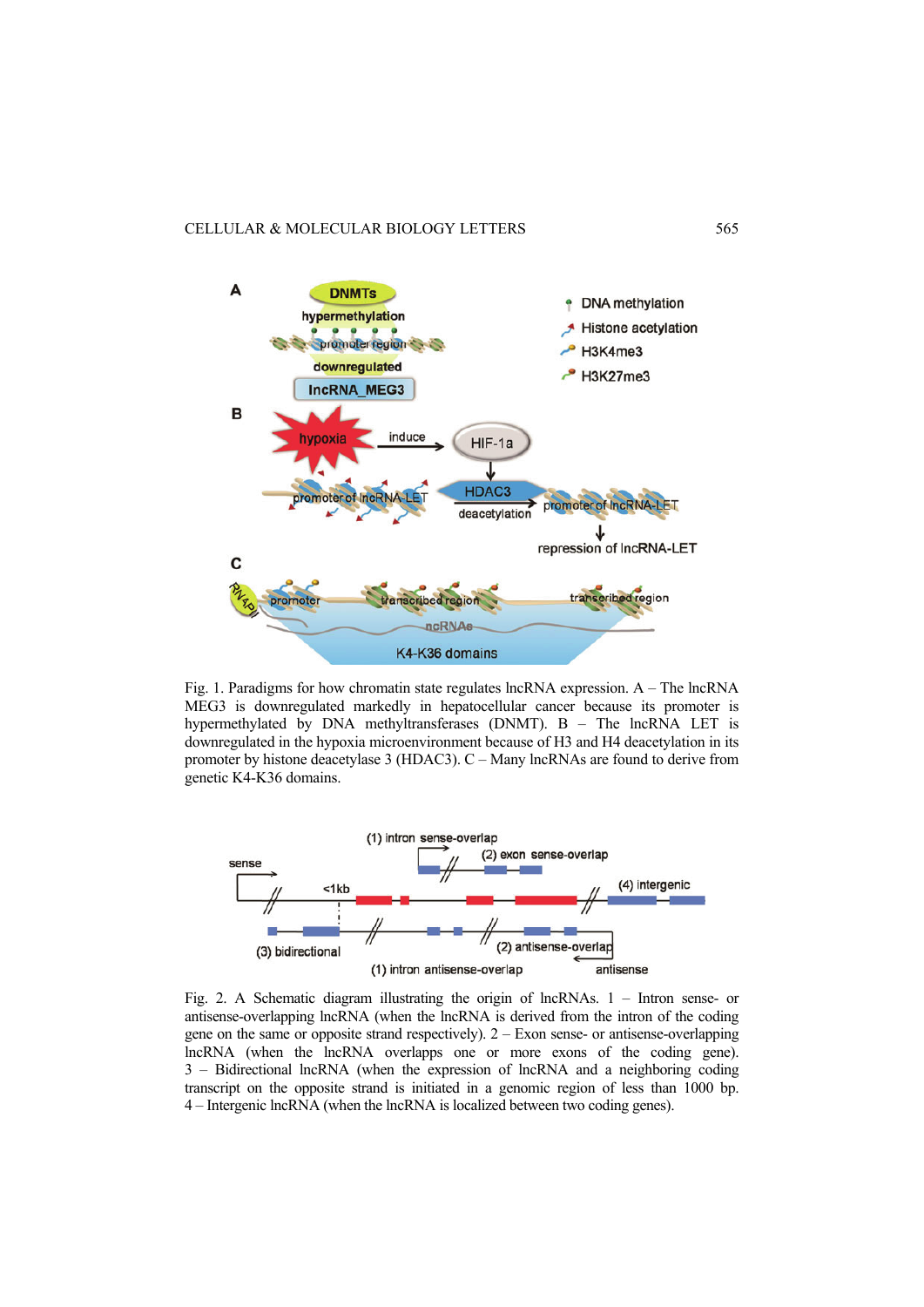Fig. 1. Paradigms for how chromatin state regulates lncRNA expression. A – The lncRNA MEG3 is downregulated markedly in hepatocellular cancer because its promoter is hypermethylated by DNA methyltransferases (DNMT). B – The lncRNA LET is downregulated in the hypoxia microenvironment because of H3 and H4 deacetylation in its promoter by histone deacetylase 3 (HDAC3). C – Many lncRNAs are found to derive from genetic K4-K36 domains.

Fig. 2. A Schematic diagram illustrating the origin of lncRNAs. 1 – Intron sense- or antisense-overlapping lncRNA (when the lncRNA is derived from the intron of the coding gene on the same or opposite strand respectively). 2 – Exon sense- or antisense-overlapping lncRNA (when the lncRNA overlapps one or more exons of the coding gene). 3 – Bidirectional lncRNA (when the expression of lncRNA and a neighboring coding transcript on the opposite strand is initiated in a genomic region of less than 1000 bp. 4 – Intergenic lncRNA (when the lncRNA is localized between two coding genes).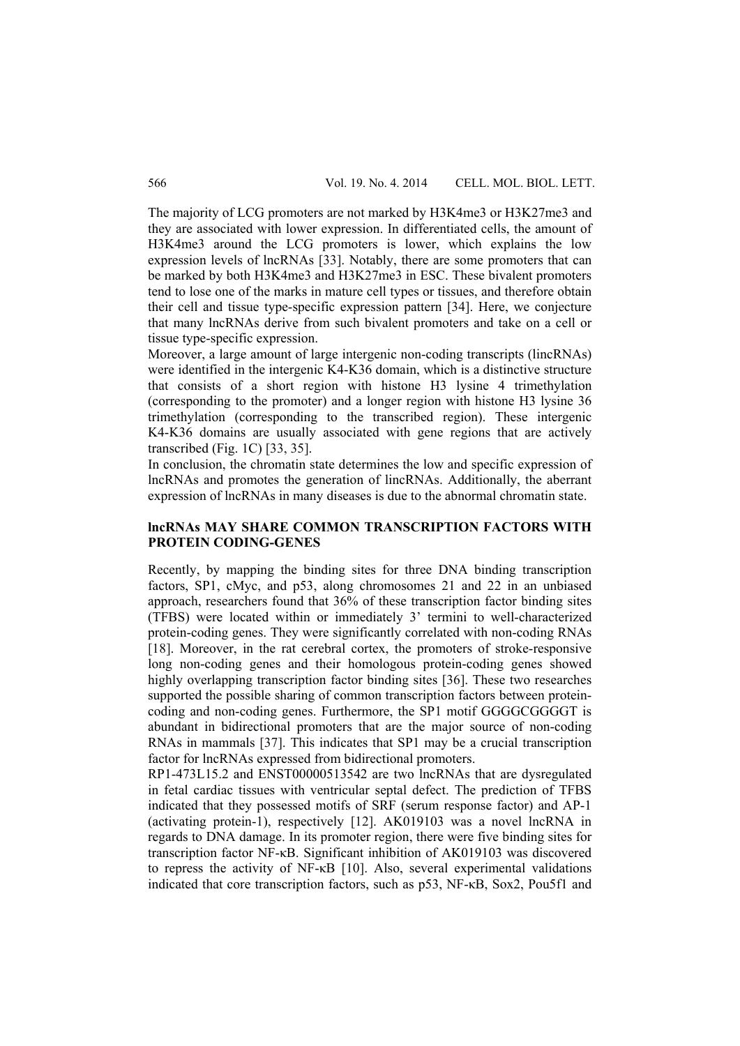The majority of LCG promoters are not marked by H3K4me3 or H3K27me3 and they are associated with lower expression. In differentiated cells, the amount of H3K4me3 around the LCG promoters is lower, which explains the low expression levels of lncRNAs [33]. Notably, there are some promoters that can be marked by both H3K4me3 and H3K27me3 in ESC. These bivalent promoters tend to lose one of the marks in mature cell types or tissues, and therefore obtain their cell and tissue type-specific expression pattern [34]. Here, we conjecture that many lncRNAs derive from such bivalent promoters and take on a cell or tissue type-specific expression.

Moreover, a large amount of large intergenic non-coding transcripts (lincRNAs) were identified in the intergenic K4-K36 domain, which is a distinctive structure that consists of a short region with histone H3 lysine 4 trimethylation (corresponding to the promoter) and a longer region with histone H3 lysine 36 trimethylation (corresponding to the transcribed region). These intergenic K4-K36 domains are usually associated with gene regions that are actively transcribed (Fig. 1C) [33, 35].

In conclusion, the chromatin state determines the low and specific expression of lncRNAs and promotes the generation of lincRNAs. Additionally, the aberrant expression of lncRNAs in many diseases is due to the abnormal chromatin state.

## lncRNAs MAY SHARE COMMON TRANSCRIPTION FACTORS WITH PROTEIN CODING-GENES

Recently, by mapping the binding sites for three DNA binding transcription factors, SP1, cMyc, and p53, along chromosomes 21 and 22 in an unbiased approach, researchers found that 36% of these transcription factor binding sites (TFBS) were located within or immediately 3' termini to well-characterized protein-coding genes. They were significantly correlated with non-coding RNAs [18]. Moreover, in the rat cerebral cortex, the promoters of stroke-responsive long non-coding genes and their homologous protein-coding genes showed highly overlapping transcription factor binding sites [36]. These two researches supported the possible sharing of common transcription factors between protein-coding and non-coding genes. Furthermore, the SP1 motif GGGGCGGGGT is abundant in bidirectional promoters that are the major source of non-coding RNAs in mammals [37]. This indicates that SP1 may be a crucial transcription factor for lncRNAs expressed from bidirectional promoters.

RP1-473L15.2 and ENST00000513542 are two lncRNAs that are dysregulated in fetal cardiac tissues with ventricular septal defect. The prediction of TFBS indicated that they possessed motifs of SRF (serum response factor) and AP-1 (activating protein-1), respectively [12]. AK019103 was a novel lncRNA in regards to DNA damage. In its promoter region, there were five binding sites for transcription factor NF-κB. Significant inhibition of AK019103 was discovered to repress the activity of NF-κB [10]. Also, several experimental validations indicated that core transcription factors, such as p53, NF-κB, Sox2, Pou5f1 and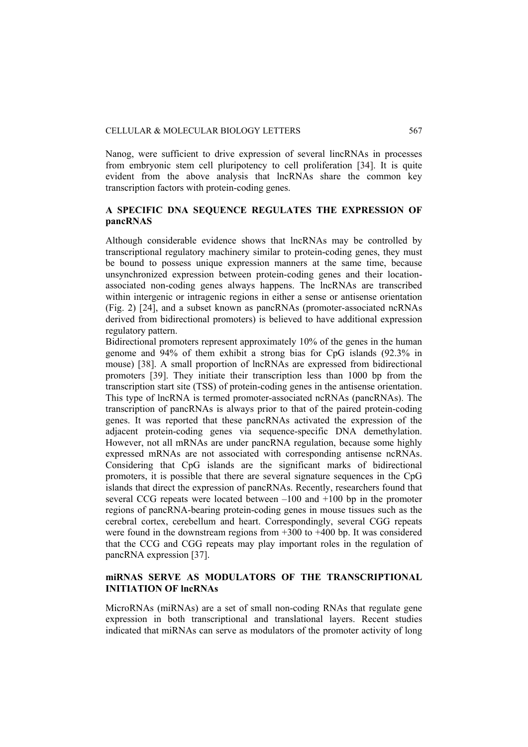Nanog, were sufficient to drive expression of several lincRNAs in processes from embryonic stem cell pluripotency to cell proliferation [34]. It is quite evident from the above analysis that lncRNAs share the common key transcription factors with protein-coding genes.

## A SPECIFIC DNA SEQUENCE REGULATES THE EXPRESSION OF pancRNAS

Although considerable evidence shows that lncRNAs may be controlled by transcriptional regulatory machinery similar to protein-coding genes, they must be bound to possess unique expression manners at the same time, because unsynchronized expression between protein-coding genes and their location-associated non-coding genes always happens. The lncRNAs are transcribed within intergenic or intragenic regions in either a sense or antisense orientation (Fig. 2) [24], and a subset known as pancRNAs (promoter-associated ncRNAs derived from bidirectional promoters) is believed to have additional expression regulatory pattern.

Bidirectional promoters represent approximately 10% of the genes in the human genome and 94% of them exhibit a strong bias for CpG islands (92.3% in mouse) [38]. A small proportion of lncRNAs are expressed from bidirectional promoters [39]. They initiate their transcription less than 1000 bp from the transcription start site (TSS) of protein-coding genes in the antisense orientation. This type of lncRNA is termed promoter-associated ncRNAs (pancRNAs). The transcription of pancRNAs is always prior to that of the paired protein-coding genes. It was reported that these pancRNAs activated the expression of the adjacent protein-coding genes via sequence-specific DNA demethylation. However, not all mRNAs are under pancRNA regulation, because some highly expressed mRNAs are not associated with corresponding antisense ncRNAs. Considering that CpG islands are the significant marks of bidirectional promoters, it is possible that there are several signature sequences in the CpG islands that direct the expression of pancRNAs. Recently, researchers found that several CCG repeats were located between –100 and +100 bp in the promoter regions of pancRNA-bearing protein-coding genes in mouse tissues such as the cerebral cortex, cerebellum and heart. Correspondingly, several CGG repeats were found in the downstream regions from +300 to +400 bp. It was considered that the CCG and CGG repeats may play important roles in the regulation of pancRNA expression [37].

## miRNAS SERVE AS MODULATORS OF THE TRANSCRIPTIONAL INITIATION OF lncRNAs

MicroRNAs (miRNAs) are a set of small non-coding RNAs that regulate gene expression in both transcriptional and translational layers. Recent studies indicated that miRNAs can serve as modulators of the promoter activity of long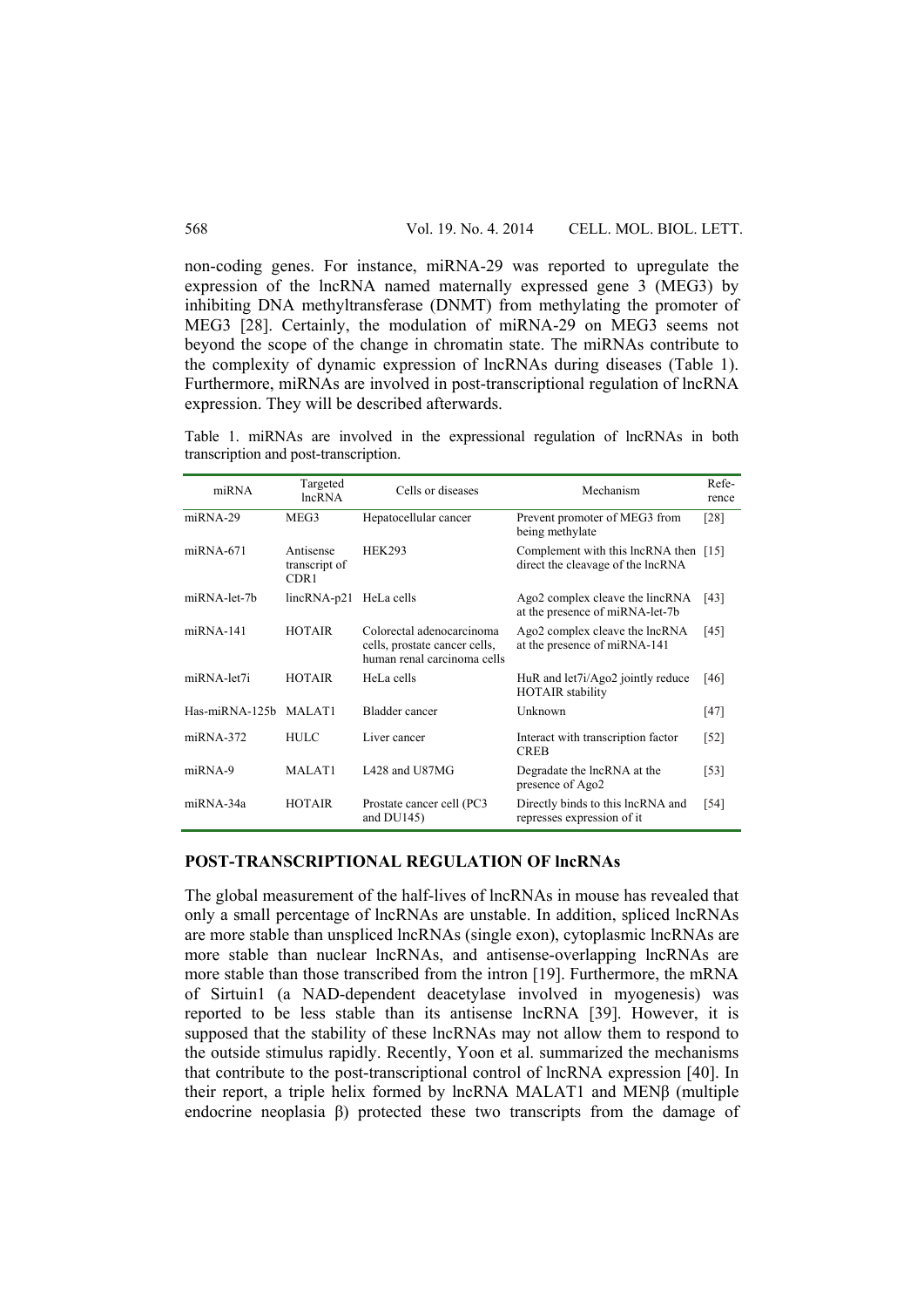non-coding genes. For instance, miRNA-29 was reported to upregulate the expression of the lncRNA named maternally expressed gene 3 (MEG3) by inhibiting DNA methyltransferase (DNMT) from methylating the promoter of MEG3 [28]. Certainly, the modulation of miRNA-29 on MEG3 seems not beyond the scope of the change in chromatin state. The miRNAs contribute to the complexity of dynamic expression of lncRNAs during diseases (Table 1). Furthermore, miRNAs are involved in post-transcriptional regulation of lncRNA expression. They will be described afterwards.

Table 1. miRNAs are involved in the expressional regulation of lncRNAs in both transcription and post-transcription.

| miRNA | Targeted lncRNA | Cells or diseases | Mechanism | Reference |
|---|---|---|---|---|
| miRNA-29 | MEG3 | Hepatocellular cancer | Prevent promoter of MEG3 from being methylate | [28] |
| miRNA-671 | Antisense transcript of CDR1 | HEK293 | Complement with this lncRNA then direct the cleavage of the lncRNA | [15] |
| miRNA-let-7b | lincRNA-p21 | HeLa cells | Ago2 complex cleave the lincRNA at the presence of miRNA-let-7b | [43] |
| miRNA-141 | HOTAIR | Colorectal adenocarcinoma cells, prostate cancer cells, human renal carcinoma cells | Ago2 complex cleave the lncRNA at the presence of miRNA-141 | [45] |
| miRNA-let7i | HOTAIR | HeLa cells | HuR and let7i/Ago2 jointly reduce HOTAIR stability | [46] |
| Has-miRNA-125b | MALAT1 | Bladder cancer | Unknown | [47] |
| miRNA-372 | HULC | Liver cancer | Interact with transcription factor CREB | [52] |
| miRNA-9 | MALAT1 | L428 and U87MG | Degradate the lncRNA at the presence of Ago2 | [53] |
| miRNA-34a | HOTAIR | Prostate cancer cell (PC3 and DU145) | Directly binds to this lncRNA and represses expression of it | [54] |

## POST-TRANSCRIPTIONAL REGULATION OF lncRNAs

The global measurement of the half-lives of lncRNAs in mouse has revealed that only a small percentage of lncRNAs are unstable. In addition, spliced lncRNAs are more stable than unspliced lncRNAs (single exon), cytoplasmic lncRNAs are more stable than nuclear lncRNAs, and antisense-overlapping lncRNAs are more stable than those transcribed from the intron [19]. Furthermore, the mRNA of Sirtuin1 (a NAD-dependent deacetylase involved in myogenesis) was reported to be less stable than its antisense lncRNA [39]. However, it is supposed that the stability of these lncRNAs may not allow them to respond to the outside stimulus rapidly. Recently, Yoon et al. summarized the mechanisms that contribute to the post-transcriptional control of lncRNA expression [40]. In their report, a triple helix formed by lncRNA MALAT1 and MENβ (multiple endocrine neoplasia β) protected these two transcripts from the damage of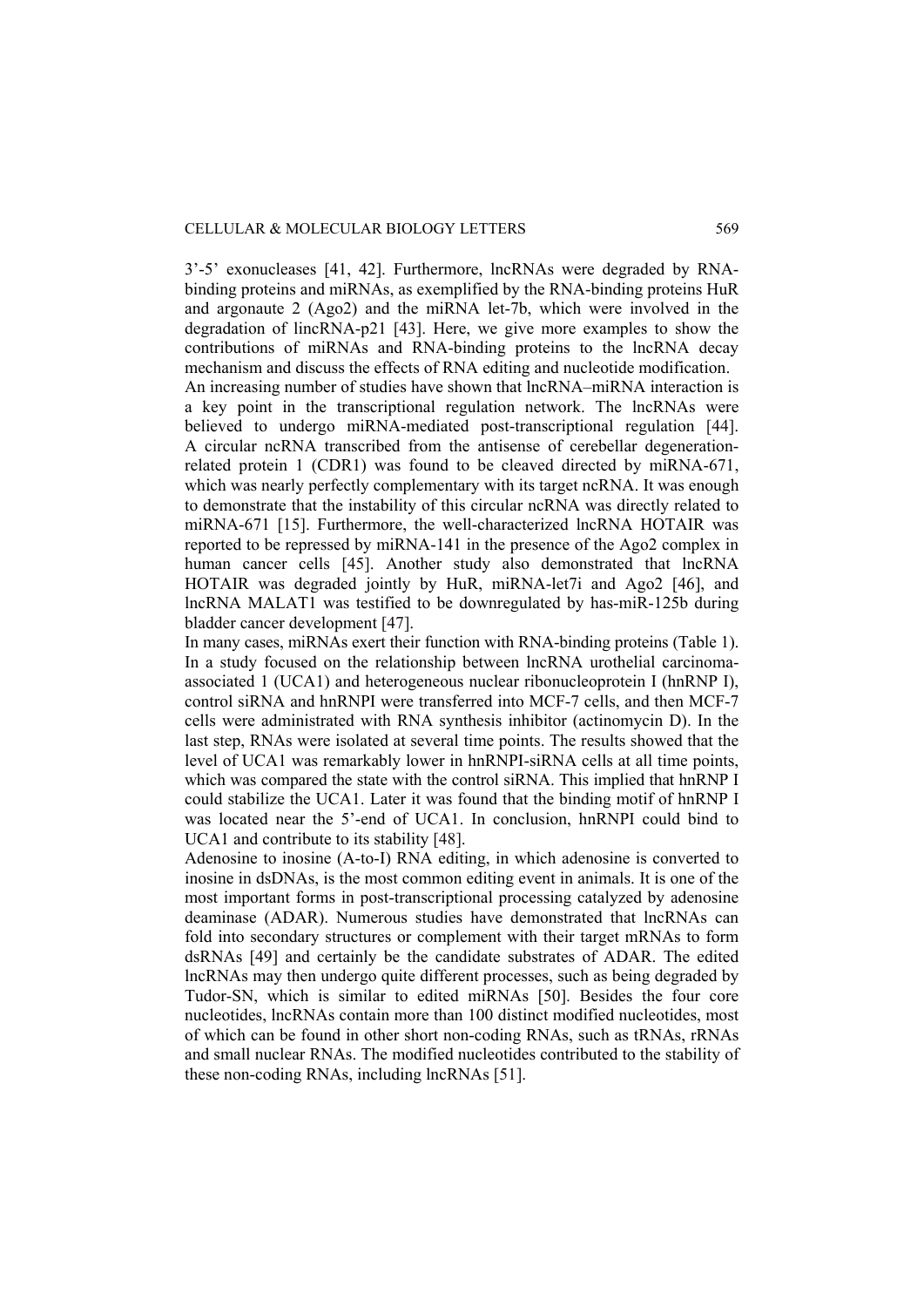3'-5' exonucleases [41, 42]. Furthermore, lncRNAs were degraded by RNA-binding proteins and miRNAs, as exemplified by the RNA-binding proteins HuR and argonaute 2 (Ago2) and the miRNA let-7b, which were involved in the degradation of lincRNA-p21 [43]. Here, we give more examples to show the contributions of miRNAs and RNA-binding proteins to the lncRNA decay mechanism and discuss the effects of RNA editing and nucleotide modification.

An increasing number of studies have shown that lncRNA–miRNA interaction is a key point in the transcriptional regulation network. The lncRNAs were believed to undergo miRNA-mediated post-transcriptional regulation [44]. A circular ncRNA transcribed from the antisense of cerebellar degeneration-related protein 1 (CDR1) was found to be cleaved directed by miRNA-671, which was nearly perfectly complementary with its target ncRNA. It was enough to demonstrate that the instability of this circular ncRNA was directly related to miRNA-671 [15]. Furthermore, the well-characterized lncRNA HOTAIR was reported to be repressed by miRNA-141 in the presence of the Ago2 complex in human cancer cells [45]. Another study also demonstrated that lncRNA HOTAIR was degraded jointly by HuR, miRNA-let7i and Ago2 [46], and lncRNA MALAT1 was testified to be downregulated by has-miR-125b during bladder cancer development [47].

In many cases, miRNAs exert their function with RNA-binding proteins (Table 1). In a study focused on the relationship between lncRNA urothelial carcinoma-associated 1 (UCA1) and heterogeneous nuclear ribonucleoprotein I (hnRNP I), control siRNA and hnRNPI were transferred into MCF-7 cells, and then MCF-7 cells were administrated with RNA synthesis inhibitor (actinomycin D). In the last step, RNAs were isolated at several time points. The results showed that the level of UCA1 was remarkably lower in hnRNPI-siRNA cells at all time points, which was compared the state with the control siRNA. This implied that hnRNP I could stabilize the UCA1. Later it was found that the binding motif of hnRNP I was located near the 5'-end of UCA1. In conclusion, hnRNPI could bind to UCA1 and contribute to its stability [48].

Adenosine to inosine (A-to-I) RNA editing, in which adenosine is converted to inosine in dsDNAs, is the most common editing event in animals. It is one of the most important forms in post-transcriptional processing catalyzed by adenosine deaminase (ADAR). Numerous studies have demonstrated that lncRNAs can fold into secondary structures or complement with their target mRNAs to form dsRNAs [49] and certainly be the candidate substrates of ADAR. The edited lncRNAs may then undergo quite different processes, such as being degraded by Tudor-SN, which is similar to edited miRNAs [50]. Besides the four core nucleotides, lncRNAs contain more than 100 distinct modified nucleotides, most of which can be found in other short non-coding RNAs, such as tRNAs, rRNAs and small nuclear RNAs. The modified nucleotides contributed to the stability of these non-coding RNAs, including lncRNAs [51].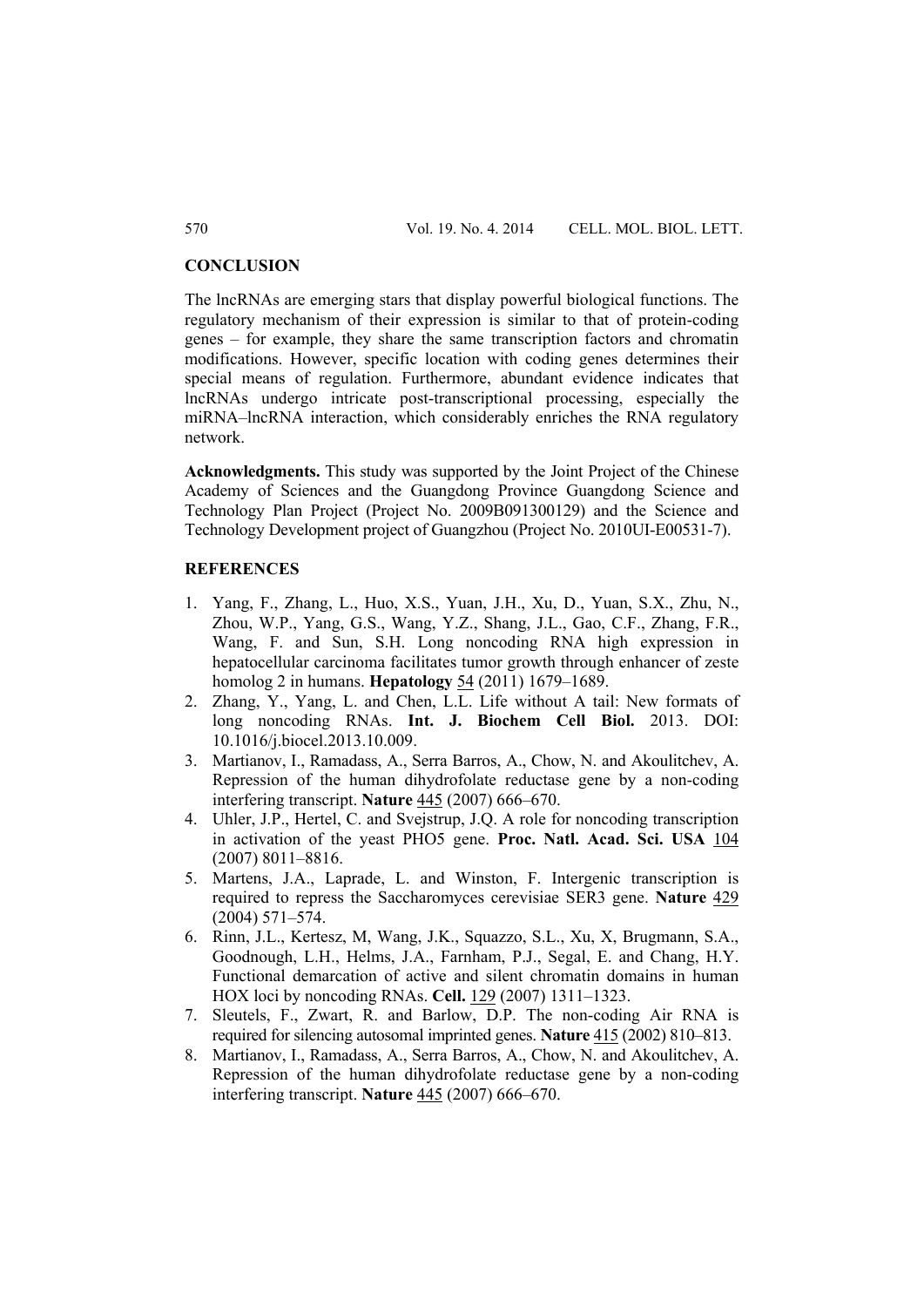## CONCLUSION

The lncRNAs are emerging stars that display powerful biological functions. The regulatory mechanism of their expression is similar to that of protein-coding genes – for example, they share the same transcription factors and chromatin modifications. However, specific location with coding genes determines their special means of regulation. Furthermore, abundant evidence indicates that lncRNAs undergo intricate post-transcriptional processing, especially the miRNA–lncRNA interaction, which considerably enriches the RNA regulatory network.

**Acknowledgments.** This study was supported by the Joint Project of the Chinese Academy of Sciences and the Guangdong Province Guangdong Science and Technology Plan Project (Project No. 2009B091300129) and the Science and Technology Development project of Guangzhou (Project No. 2010UI-E00531-7).

## REFERENCES

1. Yang, F., Zhang, L., Huo, X.S., Yuan, J.H., Xu, D., Yuan, S.X., Zhu, N., Zhou, W.P., Yang, G.S., Wang, Y.Z., Shang, J.L., Gao, C.F., Zhang, F.R., Wang, F. and Sun, S.H. Long noncoding RNA high expression in hepatocellular carcinoma facilitates tumor growth through enhancer of zeste homolog 2 in humans. **Hepatology** 54 (2011) 1679–1689.
2. Zhang, Y., Yang, L. and Chen, L.L. Life without A tail: New formats of long noncoding RNAs. **Int. J. Biochem Cell Biol.** 2013. DOI: 10.1016/j.biocel.2013.10.009.
3. Martianov, I., Ramadass, A., Serra Barros, A., Chow, N. and Akoulitchev, A. Repression of the human dihydrofolate reductase gene by a non-coding interfering transcript. **Nature** 445 (2007) 666–670.
4. Uhler, J.P., Hertel, C. and Svejstrup, J.Q. A role for noncoding transcription in activation of the yeast PHO5 gene. **Proc. Natl. Acad. Sci. USA** 104 (2007) 8011–8816.
5. Martens, J.A., Laprade, L. and Winston, F. Intergenic transcription is required to repress the Saccharomyces cerevisiae SER3 gene. **Nature** 429 (2004) 571–574.
6. Rinn, J.L., Kertesz, M, Wang, J.K., Squazzo, S.L., Xu, X, Brugmann, S.A., Goodnough, L.H., Helms, J.A., Farnham, P.J., Segal, E. and Chang, H.Y. Functional demarcation of active and silent chromatin domains in human HOX loci by noncoding RNAs. **Cell.** 129 (2007) 1311–1323.
7. Sleutels, F., Zwart, R. and Barlow, D.P. The non-coding Air RNA is required for silencing autosomal imprinted genes. **Nature** 415 (2002) 810–813.
8. Martianov, I., Ramadass, A., Serra Barros, A., Chow, N. and Akoulitchev, A. Repression of the human dihydrofolate reductase gene by a non-coding interfering transcript. **Nature** 445 (2007) 666–670.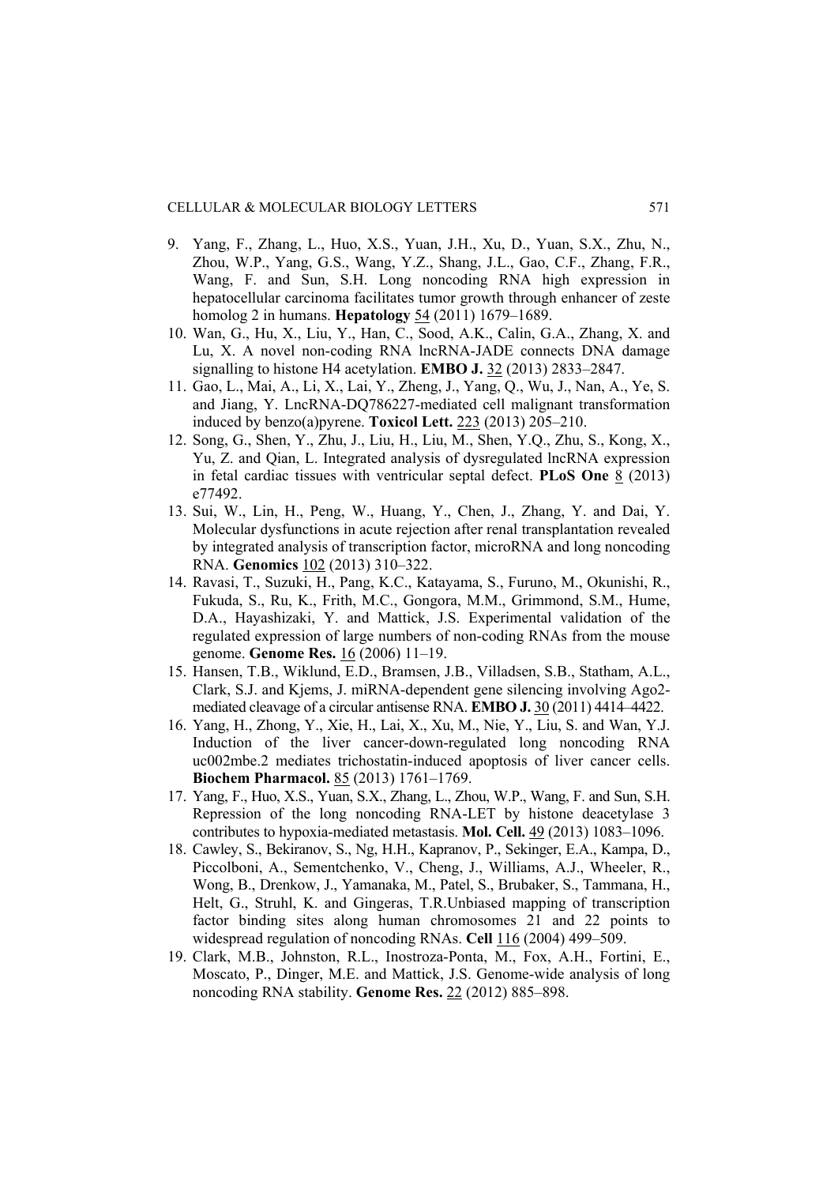9. Yang, F., Zhang, L., Huo, X.S., Yuan, J.H., Xu, D., Yuan, S.X., Zhu, N., Zhou, W.P., Yang, G.S., Wang, Y.Z., Shang, J.L., Gao, C.F., Zhang, F.R., Wang, F. and Sun, S.H. Long noncoding RNA high expression in hepatocellular carcinoma facilitates tumor growth through enhancer of zeste homolog 2 in humans. **Hepatology** 54 (2011) 1679–1689.
10. Wan, G., Hu, X., Liu, Y., Han, C., Sood, A.K., Calin, G.A., Zhang, X. and Lu, X. A novel non-coding RNA lncRNA-JADE connects DNA damage signalling to histone H4 acetylation. **EMBO J.** 32 (2013) 2833–2847.
11. Gao, L., Mai, A., Li, X., Lai, Y., Zheng, J., Yang, Q., Wu, J., Nan, A., Ye, S. and Jiang, Y. LncRNA-DQ786227-mediated cell malignant transformation induced by benzo(a)pyrene. **Toxicol Lett.** 223 (2013) 205–210.
12. Song, G., Shen, Y., Zhu, J., Liu, H., Liu, M., Shen, Y.Q., Zhu, S., Kong, X., Yu, Z. and Qian, L. Integrated analysis of dysregulated lncRNA expression in fetal cardiac tissues with ventricular septal defect. **PLoS One** 8 (2013) e77492.
13. Sui, W., Lin, H., Peng, W., Huang, Y., Chen, J., Zhang, Y. and Dai, Y. Molecular dysfunctions in acute rejection after renal transplantation revealed by integrated analysis of transcription factor, microRNA and long noncoding RNA. **Genomics** 102 (2013) 310–322.
14. Ravasi, T., Suzuki, H., Pang, K.C., Katayama, S., Furuno, M., Okunishi, R., Fukuda, S., Ru, K., Frith, M.C., Gongora, M.M., Grimmond, S.M., Hume, D.A., Hayashizaki, Y. and Mattick, J.S. Experimental validation of the regulated expression of large numbers of non-coding RNAs from the mouse genome. **Genome Res.** 16 (2006) 11–19.
15. Hansen, T.B., Wiklund, E.D., Bramsen, J.B., Villadsen, S.B., Statham, A.L., Clark, S.J. and Kjems, J. miRNA-dependent gene silencing involving Ago2-mediated cleavage of a circular antisense RNA. **EMBO J.** 30 (2011) 4414–4422.
16. Yang, H., Zhong, Y., Xie, H., Lai, X., Xu, M., Nie, Y., Liu, S. and Wan, Y.J. Induction of the liver cancer-down-regulated long noncoding RNA uc002mbe.2 mediates trichostatin-induced apoptosis of liver cancer cells. **Biochem Pharmacol.** 85 (2013) 1761–1769.
17. Yang, F., Huo, X.S., Yuan, S.X., Zhang, L., Zhou, W.P., Wang, F. and Sun, S.H. Repression of the long noncoding RNA-LET by histone deacetylase 3 contributes to hypoxia-mediated metastasis. **Mol. Cell.** 49 (2013) 1083–1096.
18. Cawley, S., Bekiranov, S., Ng, H.H., Kapranov, P., Sekinger, E.A., Kampa, D., Piccolboni, A., Sementchenko, V., Cheng, J., Williams, A.J., Wheeler, R., Wong, B., Drenkow, J., Yamanaka, M., Patel, S., Brubaker, S., Tammana, H., Helt, G., Struhl, K. and Gingeras, T.R.Unbiased mapping of transcription factor binding sites along human chromosomes 21 and 22 points to widespread regulation of noncoding RNAs. **Cell** 116 (2004) 499–509.
19. Clark, M.B., Johnston, R.L., Inostroza-Ponta, M., Fox, A.H., Fortini, E., Moscato, P., Dinger, M.E. and Mattick, J.S. Genome-wide analysis of long noncoding RNA stability. **Genome Res.** 22 (2012) 885–898.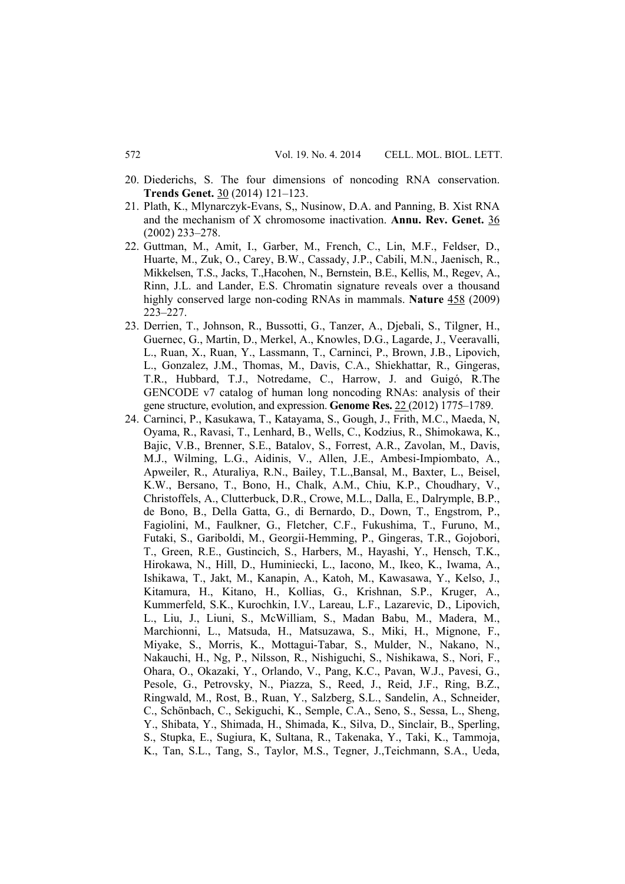20. Diederichs, S. The four dimensions of noncoding RNA conservation. **Trends Genet.** 30 (2014) 121–123.
21. Plath, K., Mlynarczyk-Evans, S,, Nusinow, D.A. and Panning, B. Xist RNA and the mechanism of X chromosome inactivation. **Annu. Rev. Genet.** 36 (2002) 233–278.
22. Guttman, M., Amit, I., Garber, M., French, C., Lin, M.F., Feldser, D., Huarte, M., Zuk, O., Carey, B.W., Cassady, J.P., Cabili, M.N., Jaenisch, R., Mikkelsen, T.S., Jacks, T.,Hacohen, N., Bernstein, B.E., Kellis, M., Regev, A., Rinn, J.L. and Lander, E.S. Chromatin signature reveals over a thousand highly conserved large non-coding RNAs in mammals. **Nature** 458 (2009) 223–227.
23. Derrien, T., Johnson, R., Bussotti, G., Tanzer, A., Djebali, S., Tilgner, H., Guernec, G., Martin, D., Merkel, A., Knowles, D.G., Lagarde, J., Veeravalli, L., Ruan, X., Ruan, Y., Lassmann, T., Carninci, P., Brown, J.B., Lipovich, L., Gonzalez, J.M., Thomas, M., Davis, C.A., Shiekhattar, R., Gingeras, T.R., Hubbard, T.J., Notredame, C., Harrow, J. and Guigó, R.The GENCODE v7 catalog of human long noncoding RNAs: analysis of their gene structure, evolution, and expression. **Genome Res.** 22 (2012) 1775–1789.
24. Carninci, P., Kasukawa, T., Katayama, S., Gough, J., Frith, M.C., Maeda, N, Oyama, R., Ravasi, T., Lenhard, B., Wells, C., Kodzius, R., Shimokawa, K., Bajic, V.B., Brenner, S.E., Batalov, S., Forrest, A.R., Zavolan, M., Davis, M.J., Wilming, L.G., Aidinis, V., Allen, J.E., Ambesi-Impiombato, A., Apweiler, R., Aturaliya, R.N., Bailey, T.L.,Bansal, M., Baxter, L., Beisel, K.W., Bersano, T., Bono, H., Chalk, A.M., Chiu, K.P., Choudhary, V., Christoffels, A., Clutterbuck, D.R., Crowe, M.L., Dalla, E., Dalrymple, B.P., de Bono, B., Della Gatta, G., di Bernardo, D., Down, T., Engstrom, P., Fagiolini, M., Faulkner, G., Fletcher, C.F., Fukushima, T., Furuno, M., Futaki, S., Gariboldi, M., Georgii-Hemming, P., Gingeras, T.R., Gojobori, T., Green, R.E., Gustincich, S., Harbers, M., Hayashi, Y., Hensch, T.K., Hirokawa, N., Hill, D., Huminiecki, L., Iacono, M., Ikeo, K., Iwama, A., Ishikawa, T., Jakt, M., Kanapin, A., Katoh, M., Kawasawa, Y., Kelso, J., Kitamura, H., Kitano, H., Kollias, G., Krishnan, S.P., Kruger, A., Kummerfeld, S.K., Kurochkin, I.V., Lareau, L.F., Lazarevic, D., Lipovich, L., Liu, J., Liuni, S., McWilliam, S., Madan Babu, M., Madera, M., Marchionni, L., Matsuda, H., Matsuzawa, S., Miki, H., Mignone, F., Miyake, S., Morris, K., Mottagui-Tabar, S., Mulder, N., Nakano, N., Nakauchi, H., Ng, P., Nilsson, R., Nishiguchi, S., Nishikawa, S., Nori, F., Ohara, O., Okazaki, Y., Orlando, V., Pang, K.C., Pavan, W.J., Pavesi, G., Pesole, G., Petrovsky, N., Piazza, S., Reed, J., Reid, J.F., Ring, B.Z., Ringwald, M., Rost, B., Ruan, Y., Salzberg, S.L., Sandelin, A., Schneider, C., Schönbach, C., Sekiguchi, K., Semple, C.A., Seno, S., Sessa, L., Sheng, Y., Shibata, Y., Shimada, H., Shimada, K., Silva, D., Sinclair, B., Sperling, S., Stupka, E., Sugiura, K, Sultana, R., Takenaka, Y., Taki, K., Tammoja, K., Tan, S.L., Tang, S., Taylor, M.S., Tegner, J.,Teichmann, S.A., Ueda,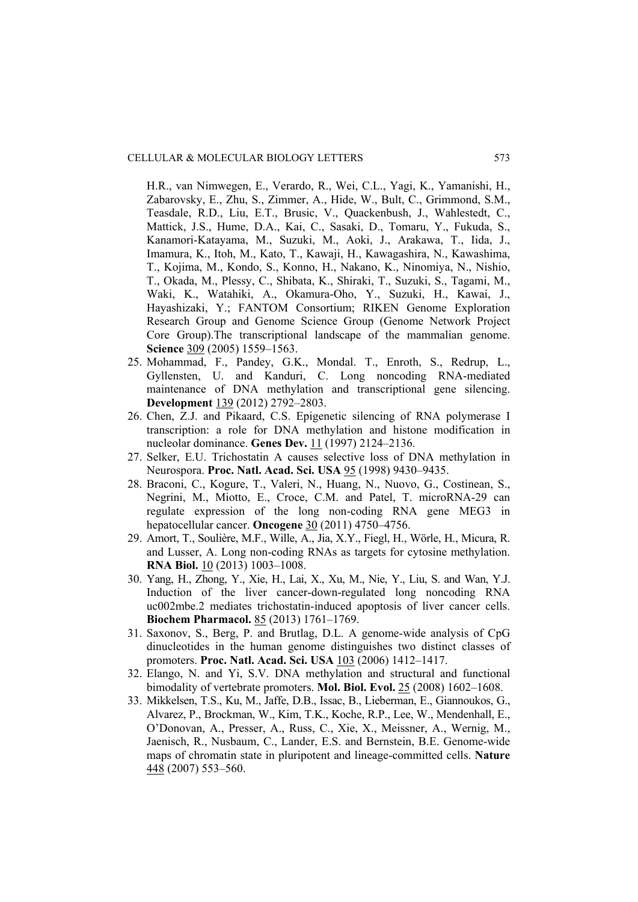H.R., van Nimwegen, E., Verardo, R., Wei, C.L., Yagi, K., Yamanishi, H., Zabarovsky, E., Zhu, S., Zimmer, A., Hide, W., Bult, C., Grimmond, S.M., Teasdale, R.D., Liu, E.T., Brusic, V., Quackenbush, J., Wahlestedt, C., Mattick, J.S., Hume, D.A., Kai, C., Sasaki, D., Tomaru, Y., Fukuda, S., Kanamori-Katayama, M., Suzuki, M., Aoki, J., Arakawa, T., Iida, J., Imamura, K., Itoh, M., Kato, T., Kawaji, H., Kawagashira, N., Kawashima, T., Kojima, M., Kondo, S., Konno, H., Nakano, K., Ninomiya, N., Nishio, T., Okada, M., Plessy, C., Shibata, K., Shiraki, T., Suzuki, S., Tagami, M., Waki, K., Watahiki, A., Okamura-Oho, Y., Suzuki, H., Kawai, J., Hayashizaki, Y.; FANTOM Consortium; RIKEN Genome Exploration Research Group and Genome Science Group (Genome Network Project Core Group).The transcriptional landscape of the mammalian genome. **Science** 309 (2005) 1559–1563.

25. Mohammad, F., Pandey, G.K., Mondal. T., Enroth, S., Redrup, L., Gyllensten, U. and Kanduri, C. Long noncoding RNA-mediated maintenance of DNA methylation and transcriptional gene silencing. **Development** 139 (2012) 2792–2803.
26. Chen, Z.J. and Pikaard, C.S. Epigenetic silencing of RNA polymerase I transcription: a role for DNA methylation and histone modification in nucleolar dominance. **Genes Dev.** 11 (1997) 2124–2136.
27. Selker, E.U. Trichostatin A causes selective loss of DNA methylation in Neurospora. **Proc. Natl. Acad. Sci. USA** 95 (1998) 9430–9435.
28. Braconi, C., Kogure, T., Valeri, N., Huang, N., Nuovo, G., Costinean, S., Negrini, M., Miotto, E., Croce, C.M. and Patel, T. microRNA-29 can regulate expression of the long non-coding RNA gene MEG3 in hepatocellular cancer. **Oncogene** 30 (2011) 4750–4756.
29. Amort, T., Soulière, M.F., Wille, A., Jia, X.Y., Fiegl, H., Wörle, H., Micura, R. and Lusser, A. Long non-coding RNAs as targets for cytosine methylation. **RNA Biol.** 10 (2013) 1003–1008.
30. Yang, H., Zhong, Y., Xie, H., Lai, X., Xu, M., Nie, Y., Liu, S. and Wan, Y.J. Induction of the liver cancer-down-regulated long noncoding RNA uc002mbe.2 mediates trichostatin-induced apoptosis of liver cancer cells. **Biochem Pharmacol.** 85 (2013) 1761–1769.
31. Saxonov, S., Berg, P. and Brutlag, D.L. A genome-wide analysis of CpG dinucleotides in the human genome distinguishes two distinct classes of promoters. **Proc. Natl. Acad. Sci. USA** 103 (2006) 1412–1417.
32. Elango, N. and Yi, S.V. DNA methylation and structural and functional bimodality of vertebrate promoters. **Mol. Biol. Evol.** 25 (2008) 1602–1608.
33. Mikkelsen, T.S., Ku, M., Jaffe, D.B., Issac, B., Lieberman, E., Giannoukos, G., Alvarez, P., Brockman, W., Kim, T.K., Koche, R.P., Lee, W., Mendenhall, E., O'Donovan, A., Presser, A., Russ, C., Xie, X., Meissner, A., Wernig, M., Jaenisch, R., Nusbaum, C., Lander, E.S. and Bernstein, B.E. Genome-wide maps of chromatin state in pluripotent and lineage-committed cells. **Nature** 448 (2007) 553–560.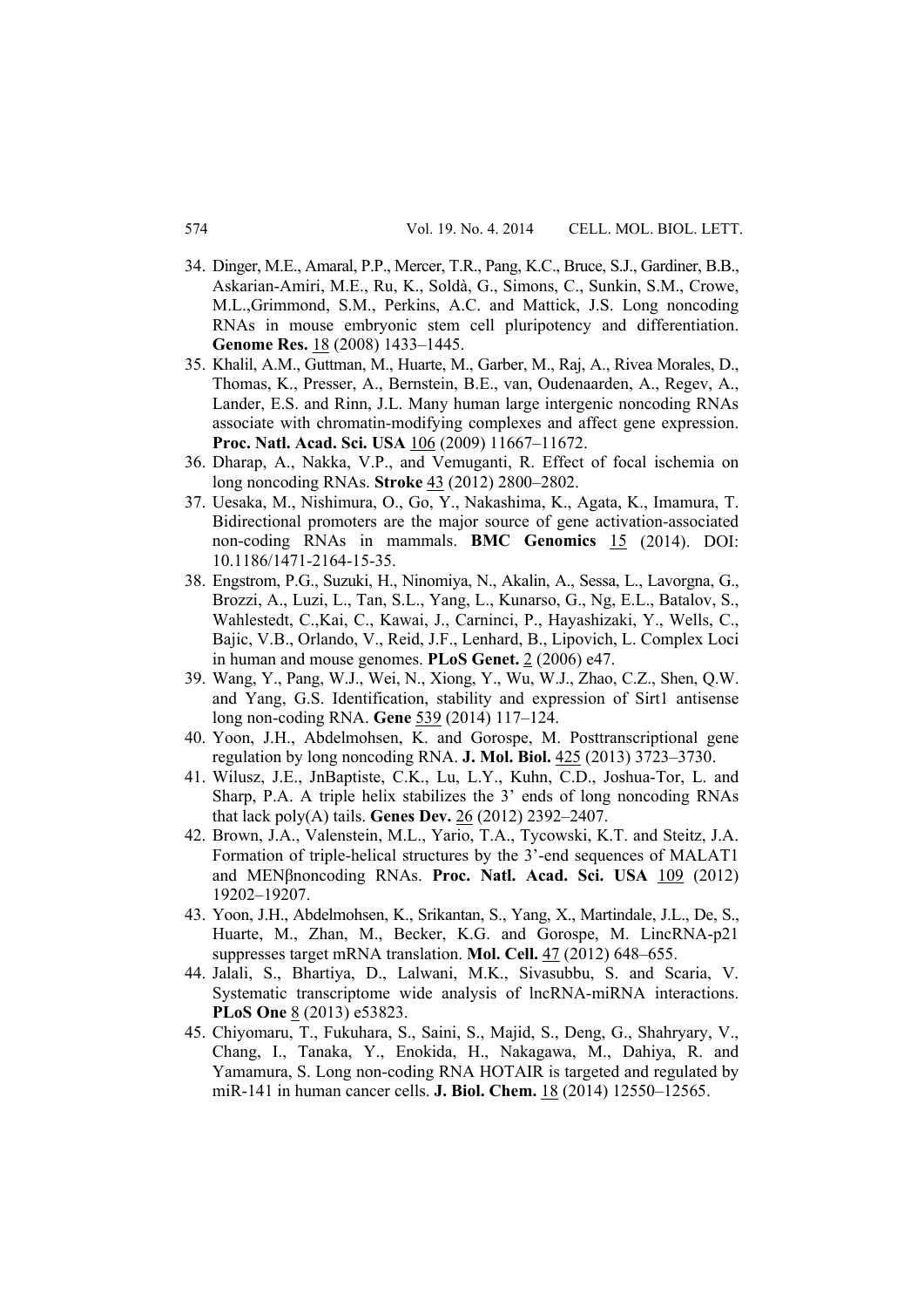34. Dinger, M.E., Amaral, P.P., Mercer, T.R., Pang, K.C., Bruce, S.J., Gardiner, B.B., Askarian-Amiri, M.E., Ru, K., Soldà, G., Simons, C., Sunkin, S.M., Crowe, M.L.,Grimmond, S.M., Perkins, A.C. and Mattick, J.S. Long noncoding RNAs in mouse embryonic stem cell pluripotency and differentiation. **Genome Res.** 18 (2008) 1433–1445.
35. Khalil, A.M., Guttman, M., Huarte, M., Garber, M., Raj, A., Rivea Morales, D., Thomas, K., Presser, A., Bernstein, B.E., van, Oudenaarden, A., Regev, A., Lander, E.S. and Rinn, J.L. Many human large intergenic noncoding RNAs associate with chromatin-modifying complexes and affect gene expression. **Proc. Natl. Acad. Sci. USA** 106 (2009) 11667–11672.
36. Dharap, A., Nakka, V.P., and Vemuganti, R. Effect of focal ischemia on long noncoding RNAs. **Stroke** 43 (2012) 2800–2802.
37. Uesaka, M., Nishimura, O., Go, Y., Nakashima, K., Agata, K., Imamura, T. Bidirectional promoters are the major source of gene activation-associated non-coding RNAs in mammals. **BMC Genomics** 15 (2014). DOI: 10.1186/1471-2164-15-35.
38. Engstrom, P.G., Suzuki, H., Ninomiya, N., Akalin, A., Sessa, L., Lavorgna, G., Brozzi, A., Luzi, L., Tan, S.L., Yang, L., Kunarso, G., Ng, E.L., Batalov, S., Wahlestedt, C.,Kai, C., Kawai, J., Carninci, P., Hayashizaki, Y., Wells, C., Bajic, V.B., Orlando, V., Reid, J.F., Lenhard, B., Lipovich, L. Complex Loci in human and mouse genomes. **PLoS Genet.** 2 (2006) e47.
39. Wang, Y., Pang, W.J., Wei, N., Xiong, Y., Wu, W.J., Zhao, C.Z., Shen, Q.W. and Yang, G.S. Identification, stability and expression of Sirt1 antisense long non-coding RNA. **Gene** 539 (2014) 117–124.
40. Yoon, J.H., Abdelmohsen, K. and Gorospe, M. Posttranscriptional gene regulation by long noncoding RNA. **J. Mol. Biol.** 425 (2013) 3723–3730.
41. Wilusz, J.E., JnBaptiste, C.K., Lu, L.Y., Kuhn, C.D., Joshua-Tor, L. and Sharp, P.A. A triple helix stabilizes the 3' ends of long noncoding RNAs that lack poly(A) tails. **Genes Dev.** 26 (2012) 2392–2407.
42. Brown, J.A., Valenstein, M.L., Yario, T.A., Tycowski, K.T. and Steitz, J.A. Formation of triple-helical structures by the 3'-end sequences of MALAT1 and MENβnoncoding RNAs. **Proc. Natl. Acad. Sci. USA** 109 (2012) 19202–19207.
43. Yoon, J.H., Abdelmohsen, K., Srikantan, S., Yang, X., Martindale, J.L., De, S., Huarte, M., Zhan, M., Becker, K.G. and Gorospe, M. LincRNA-p21 suppresses target mRNA translation. **Mol. Cell.** 47 (2012) 648–655.
44. Jalali, S., Bhartiya, D., Lalwani, M.K., Sivasubbu, S. and Scaria, V. Systematic transcriptome wide analysis of lncRNA-miRNA interactions. **PLoS One** 8 (2013) e53823.
45. Chiyomaru, T., Fukuhara, S., Saini, S., Majid, S., Deng, G., Shahryary, V., Chang, I., Tanaka, Y., Enokida, H., Nakagawa, M., Dahiya, R. and Yamamura, S. Long non-coding RNA HOTAIR is targeted and regulated by miR-141 in human cancer cells. **J. Biol. Chem.** 18 (2014) 12550–12565.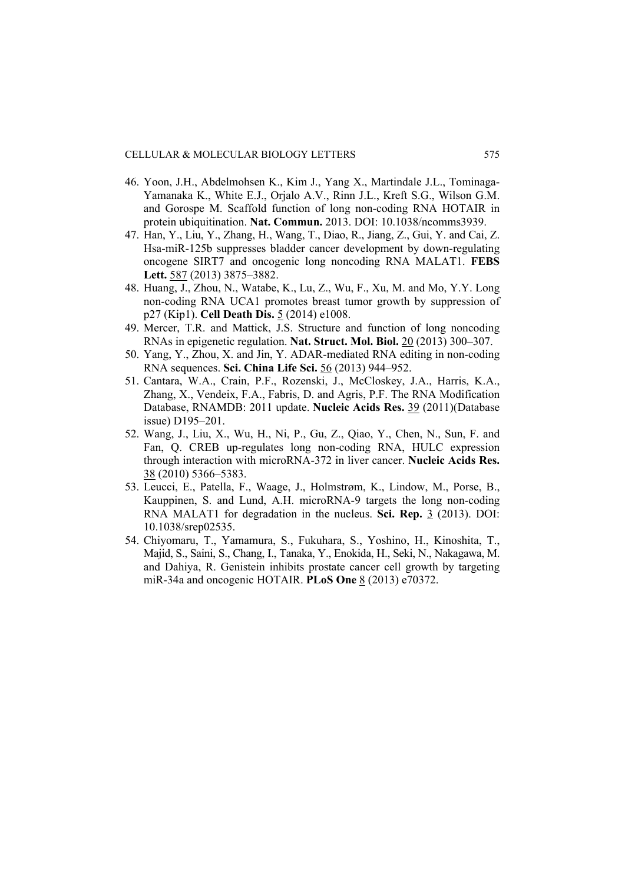46. Yoon, J.H., Abdelmohsen K., Kim J., Yang X., Martindale J.L., Tominaga-Yamanaka K., White E.J., Orjalo A.V., Rinn J.L., Kreft S.G., Wilson G.M. and Gorospe M. Scaffold function of long non-coding RNA HOTAIR in protein ubiquitination. **Nat. Commun.** 2013. DOI: 10.1038/ncomms3939.
47. Han, Y., Liu, Y., Zhang, H., Wang, T., Diao, R., Jiang, Z., Gui, Y. and Cai, Z. Hsa-miR-125b suppresses bladder cancer development by down-regulating oncogene SIRT7 and oncogenic long noncoding RNA MALAT1. **FEBS Lett.** 587 (2013) 3875–3882.
48. Huang, J., Zhou, N., Watabe, K., Lu, Z., Wu, F., Xu, M. and Mo, Y.Y. Long non-coding RNA UCA1 promotes breast tumor growth by suppression of p27 (Kip1). **Cell Death Dis.** 5 (2014) e1008.
49. Mercer, T.R. and Mattick, J.S. Structure and function of long noncoding RNAs in epigenetic regulation. **Nat. Struct. Mol. Biol.** 20 (2013) 300–307.
50. Yang, Y., Zhou, X. and Jin, Y. ADAR-mediated RNA editing in non-coding RNA sequences. **Sci. China Life Sci.** 56 (2013) 944–952.
51. Cantara, W.A., Crain, P.F., Rozenski, J., McCloskey, J.A., Harris, K.A., Zhang, X., Vendeix, F.A., Fabris, D. and Agris, P.F. The RNA Modification Database, RNAMDB: 2011 update. **Nucleic Acids Res.** 39 (2011)(Database issue) D195–201.
52. Wang, J., Liu, X., Wu, H., Ni, P., Gu, Z., Qiao, Y., Chen, N., Sun, F. and Fan, Q. CREB up-regulates long non-coding RNA, HULC expression through interaction with microRNA-372 in liver cancer. **Nucleic Acids Res.** 38 (2010) 5366–5383.
53. Leucci, E., Patella, F., Waage, J., Holmstrøm, K., Lindow, M., Porse, B., Kauppinen, S. and Lund, A.H. microRNA-9 targets the long non-coding RNA MALAT1 for degradation in the nucleus. **Sci. Rep.** 3 (2013). DOI: 10.1038/srep02535.
54. Chiyomaru, T., Yamamura, S., Fukuhara, S., Yoshino, H., Kinoshita, T., Majid, S., Saini, S., Chang, I., Tanaka, Y., Enokida, H., Seki, N., Nakagawa, M. and Dahiya, R. Genistein inhibits prostate cancer cell growth by targeting miR-34a and oncogenic HOTAIR. **PLoS One** 8 (2013) e70372.